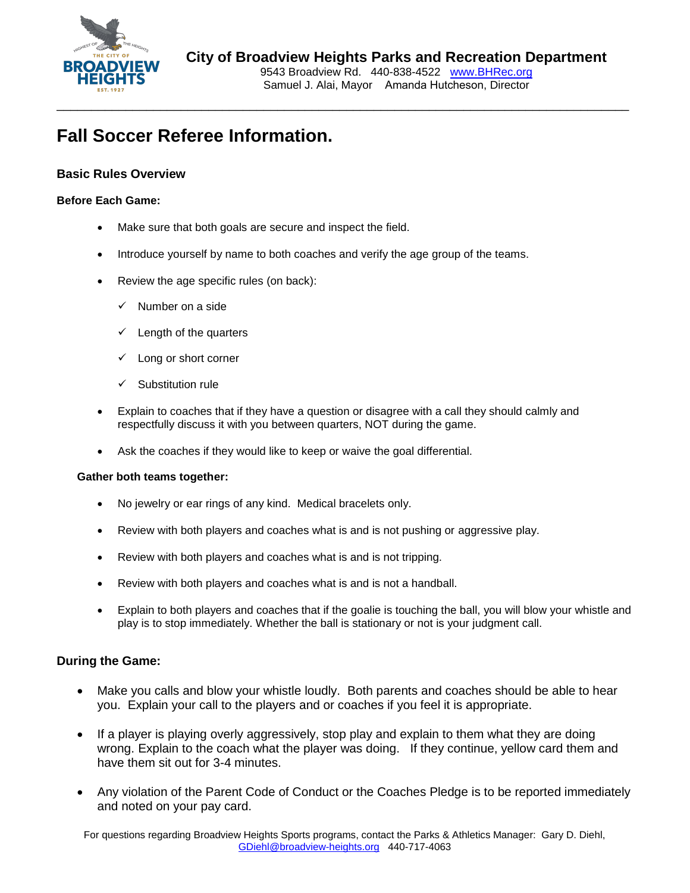**City of Broadview Heights Parks and Recreation Department**
9543 Broadview Rd. 440-838-4522 [www.BHRec.org](http://www.BHRec.org)
Samuel J. Alai, Mayor Amanda Hutcheson, Director

---

# Fall Soccer Referee Information.

### Basic Rules Overview

**Before Each Game:**

- Make sure that both goals are secure and inspect the field.
- Introduce yourself by name to both coaches and verify the age group of the teams.
- Review the age specific rules (on back):
  - ✓ Number on a side
  - ✓ Length of the quarters
  - ✓ Long or short corner
  - ✓ Substitution rule
- Explain to coaches that if they have a question or disagree with a call they should calmly and respectfully discuss it with you between quarters, NOT during the game.
- Ask the coaches if they would like to keep or waive the goal differential.

**Gather both teams together:**

- No jewelry or ear rings of any kind. Medical bracelets only.
- Review with both players and coaches what is and is not pushing or aggressive play.
- Review with both players and coaches what is and is not tripping.
- Review with both players and coaches what is and is not a handball.
- Explain to both players and coaches that if the goalie is touching the ball, you will blow your whistle and play is to stop immediately. Whether the ball is stationary or not is your judgment call.

### During the Game:

- Make you calls and blow your whistle loudly. Both parents and coaches should be able to hear you. Explain your call to the players and or coaches if you feel it is appropriate.
- If a player is playing overly aggressively, stop play and explain to them what they are doing wrong. Explain to the coach what the player was doing. If they continue, yellow card them and have them sit out for 3-4 minutes.
- Any violation of the Parent Code of Conduct or the Coaches Pledge is to be reported immediately and noted on your pay card.

For questions regarding Broadview Heights Sports programs, contact the Parks & Athletics Manager: Gary D. Diehl, [GDiehl@broadview-heights.org](mailto:GDiehl@broadview-heights.org) 440-717-4063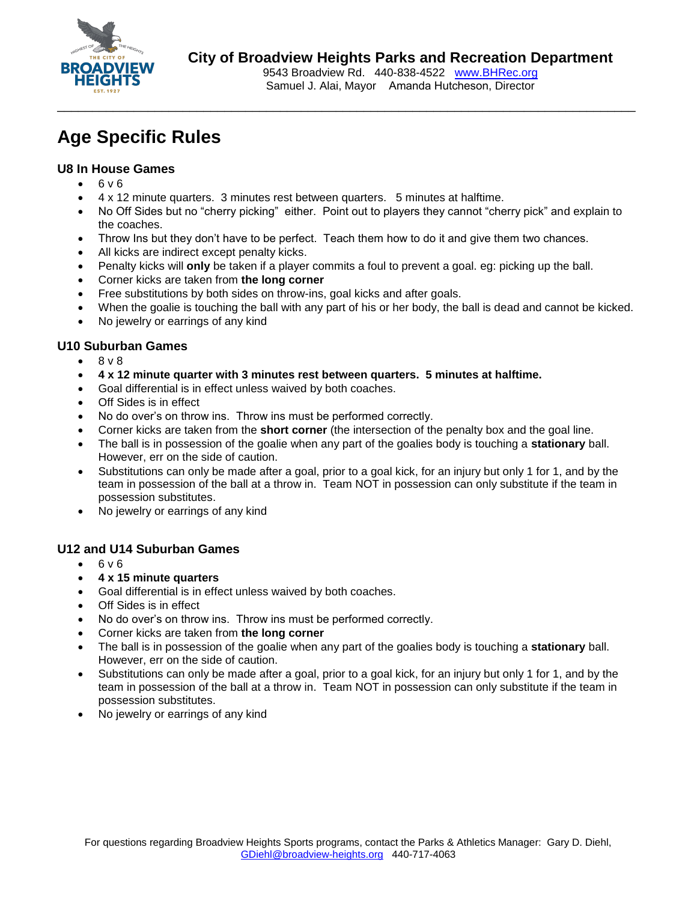**City of Broadview Heights Parks and Recreation Department**
9543 Broadview Rd. 440-838-4522 www.BHRec.org
Samuel J. Alai, Mayor Amanda Hutcheson, Director

# Age Specific Rules

### U8 In House Games

- 6 v 6
- 4 x 12 minute quarters. 3 minutes rest between quarters. 5 minutes at halftime.
- No Off Sides but no "cherry picking" either. Point out to players they cannot "cherry pick" and explain to the coaches.
- Throw Ins but they don't have to be perfect. Teach them how to do it and give them two chances.
- All kicks are indirect except penalty kicks.
- Penalty kicks will **only** be taken if a player commits a foul to prevent a goal. eg: picking up the ball.
- Corner kicks are taken from **the long corner**
- Free substitutions by both sides on throw-ins, goal kicks and after goals.
- When the goalie is touching the ball with any part of his or her body, the ball is dead and cannot be kicked.
- No jewelry or earrings of any kind

### U10 Suburban Games

- 8 v 8
- **4 x 12 minute quarter with 3 minutes rest between quarters. 5 minutes at halftime.**
- Goal differential is in effect unless waived by both coaches.
- Off Sides is in effect
- No do over's on throw ins. Throw ins must be performed correctly.
- Corner kicks are taken from the **short corner** (the intersection of the penalty box and the goal line.
- The ball is in possession of the goalie when any part of the goalies body is touching a **stationary** ball. However, err on the side of caution.
- Substitutions can only be made after a goal, prior to a goal kick, for an injury but only 1 for 1, and by the team in possession of the ball at a throw in. Team NOT in possession can only substitute if the team in possession substitutes.
- No jewelry or earrings of any kind

### U12 and U14 Suburban Games

- 6 v 6
- **4 x 15 minute quarters**
- Goal differential is in effect unless waived by both coaches.
- Off Sides is in effect
- No do over's on throw ins. Throw ins must be performed correctly.
- Corner kicks are taken from **the long corner**
- The ball is in possession of the goalie when any part of the goalies body is touching a **stationary** ball. However, err on the side of caution.
- Substitutions can only be made after a goal, prior to a goal kick, for an injury but only 1 for 1, and by the team in possession of the ball at a throw in. Team NOT in possession can only substitute if the team in possession substitutes.
- No jewelry or earrings of any kind

For questions regarding Broadview Heights Sports programs, contact the Parks & Athletics Manager: Gary D. Diehl, GDiehl@broadview-heights.org 440-717-4063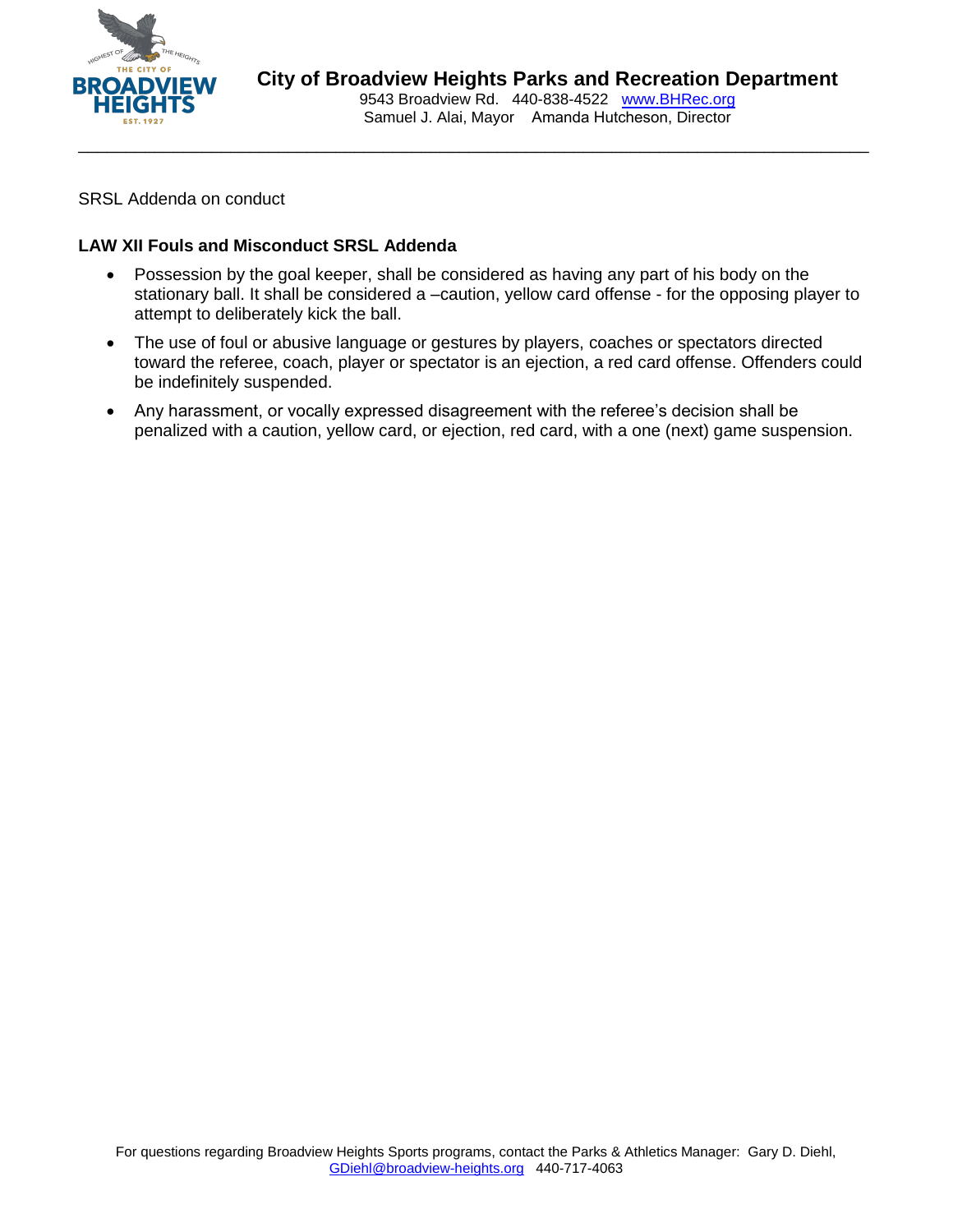**City of Broadview Heights Parks and Recreation Department**

9543 Broadview Rd. 440-838-4522 www.BHRec.org

Samuel J. Alai, Mayor Amanda Hutcheson, Director

SRSL Addenda on conduct

**LAW XII Fouls and Misconduct SRSL Addenda**

- Possession by the goal keeper, shall be considered as having any part of his body on the stationary ball. It shall be considered a –caution, yellow card offense - for the opposing player to attempt to deliberately kick the ball.
- The use of foul or abusive language or gestures by players, coaches or spectators directed toward the referee, coach, player or spectator is an ejection, a red card offense. Offenders could be indefinitely suspended.
- Any harassment, or vocally expressed disagreement with the referee's decision shall be penalized with a caution, yellow card, or ejection, red card, with a one (next) game suspension.

For questions regarding Broadview Heights Sports programs, contact the Parks & Athletics Manager: Gary D. Diehl, GDiehl@broadview-heights.org 440-717-4063